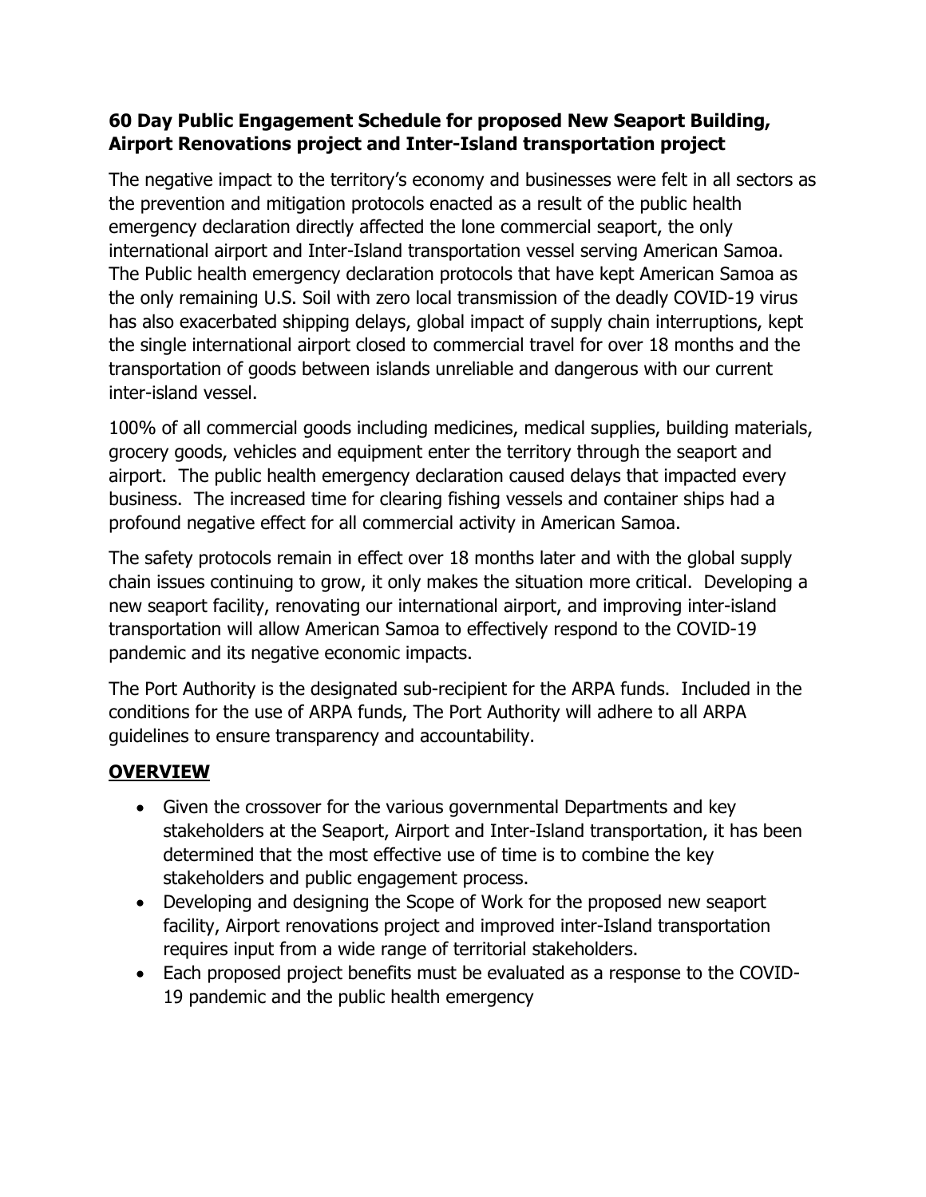**60 Day Public Engagement Schedule for proposed New Seaport Building, Airport Renovations project and Inter-Island transportation project**

The negative impact to the territory's economy and businesses were felt in all sectors as the prevention and mitigation protocols enacted as a result of the public health emergency declaration directly affected the lone commercial seaport, the only international airport and Inter-Island transportation vessel serving American Samoa. The Public health emergency declaration protocols that have kept American Samoa as the only remaining U.S. Soil with zero local transmission of the deadly COVID-19 virus has also exacerbated shipping delays, global impact of supply chain interruptions, kept the single international airport closed to commercial travel for over 18 months and the transportation of goods between islands unreliable and dangerous with our current inter-island vessel.

100% of all commercial goods including medicines, medical supplies, building materials, grocery goods, vehicles and equipment enter the territory through the seaport and airport. The public health emergency declaration caused delays that impacted every business. The increased time for clearing fishing vessels and container ships had a profound negative effect for all commercial activity in American Samoa.

The safety protocols remain in effect over 18 months later and with the global supply chain issues continuing to grow, it only makes the situation more critical. Developing a new seaport facility, renovating our international airport, and improving inter-island transportation will allow American Samoa to effectively respond to the COVID-19 pandemic and its negative economic impacts.

The Port Authority is the designated sub-recipient for the ARPA funds. Included in the conditions for the use of ARPA funds, The Port Authority will adhere to all ARPA guidelines to ensure transparency and accountability.

## OVERVIEW

- Given the crossover for the various governmental Departments and key stakeholders at the Seaport, Airport and Inter-Island transportation, it has been determined that the most effective use of time is to combine the key stakeholders and public engagement process.
- Developing and designing the Scope of Work for the proposed new seaport facility, Airport renovations project and improved inter-Island transportation requires input from a wide range of territorial stakeholders.
- Each proposed project benefits must be evaluated as a response to the COVID-19 pandemic and the public health emergency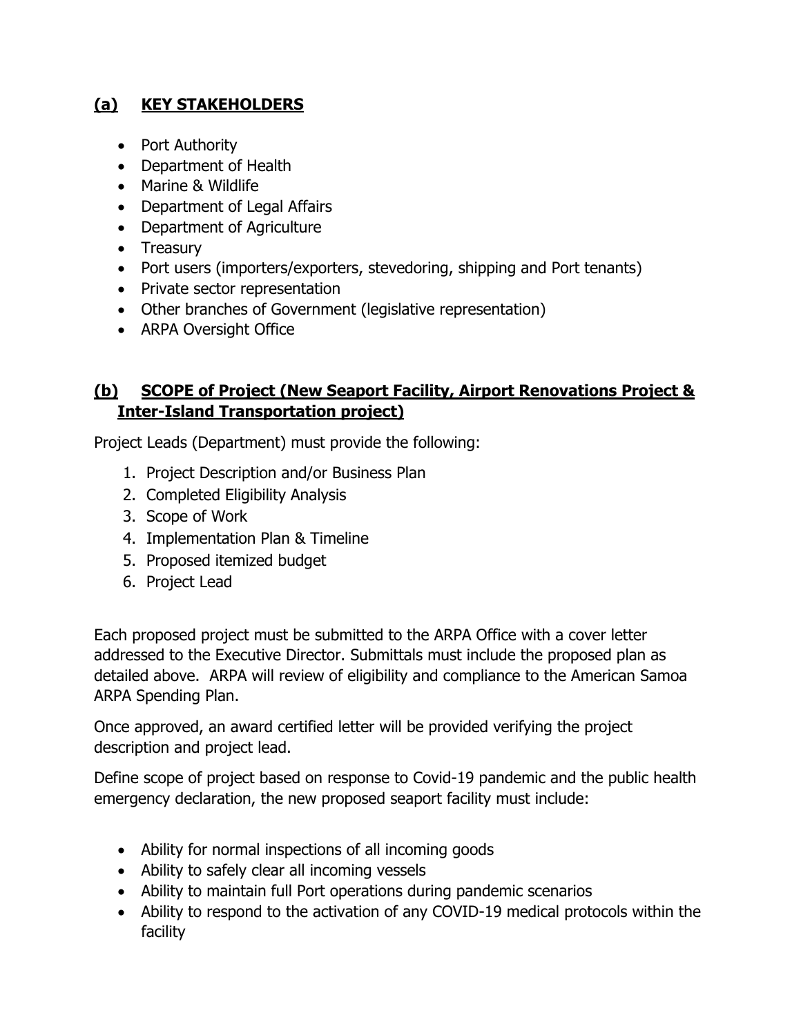## **(a) KEY STAKEHOLDERS**

- Port Authority
- Department of Health
- Marine & Wildlife
- Department of Legal Affairs
- Department of Agriculture
- Treasury
- Port users (importers/exporters, stevedoring, shipping and Port tenants)
- Private sector representation
- Other branches of Government (legislative representation)
- ARPA Oversight Office

## **(b) SCOPE of Project (New Seaport Facility, Airport Renovations Project & Inter-Island Transportation project)**

Project Leads (Department) must provide the following:

1. Project Description and/or Business Plan
2. Completed Eligibility Analysis
3. Scope of Work
4. Implementation Plan & Timeline
5. Proposed itemized budget
6. Project Lead

Each proposed project must be submitted to the ARPA Office with a cover letter addressed to the Executive Director. Submittals must include the proposed plan as detailed above. ARPA will review of eligibility and compliance to the American Samoa ARPA Spending Plan.

Once approved, an award certified letter will be provided verifying the project description and project lead.

Define scope of project based on response to Covid-19 pandemic and the public health emergency declaration, the new proposed seaport facility must include:

- Ability for normal inspections of all incoming goods
- Ability to safely clear all incoming vessels
- Ability to maintain full Port operations during pandemic scenarios
- Ability to respond to the activation of any COVID-19 medical protocols within the facility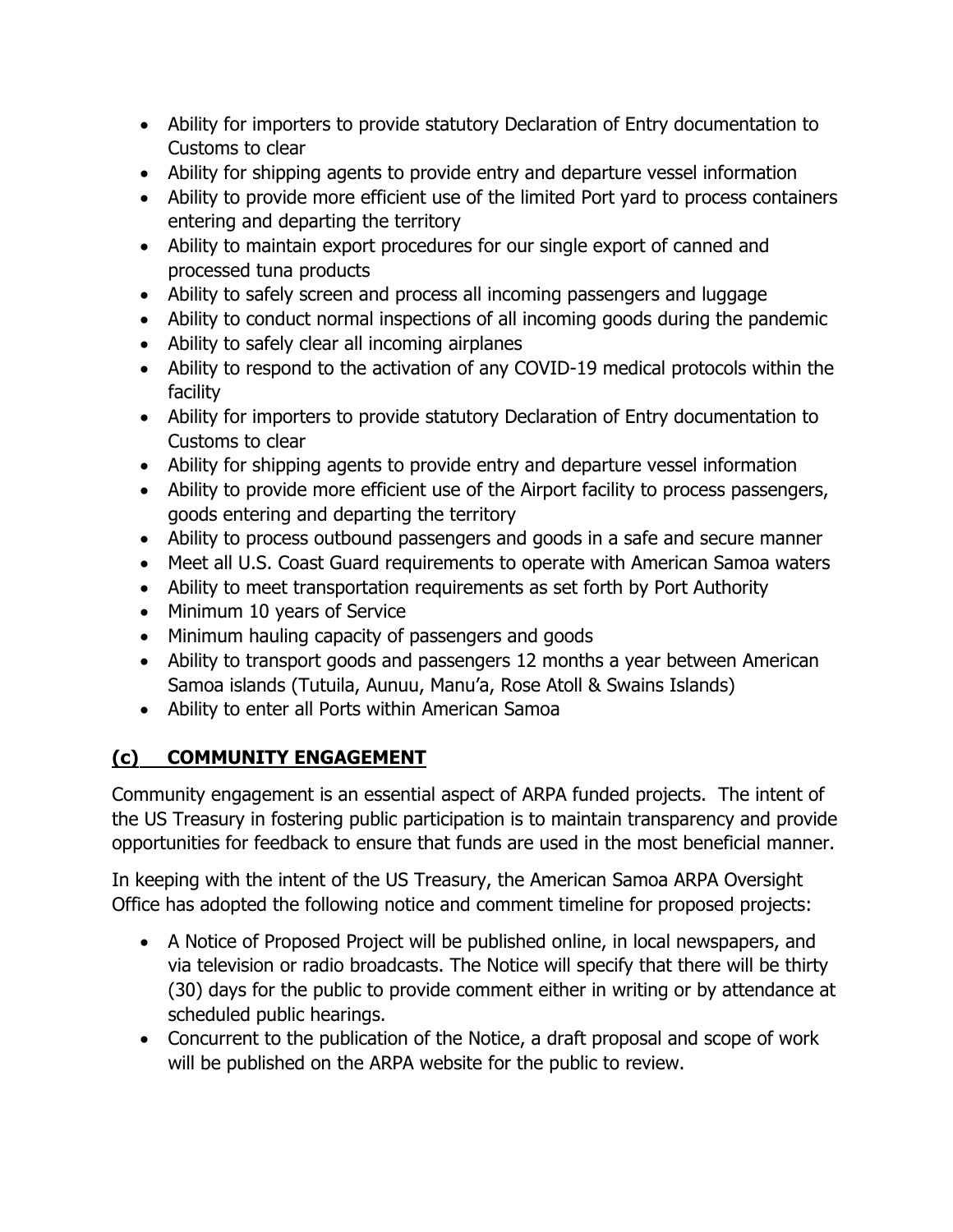- Ability for importers to provide statutory Declaration of Entry documentation to Customs to clear
- Ability for shipping agents to provide entry and departure vessel information
- Ability to provide more efficient use of the limited Port yard to process containers entering and departing the territory
- Ability to maintain export procedures for our single export of canned and processed tuna products
- Ability to safely screen and process all incoming passengers and luggage
- Ability to conduct normal inspections of all incoming goods during the pandemic
- Ability to safely clear all incoming airplanes
- Ability to respond to the activation of any COVID-19 medical protocols within the facility
- Ability for importers to provide statutory Declaration of Entry documentation to Customs to clear
- Ability for shipping agents to provide entry and departure vessel information
- Ability to provide more efficient use of the Airport facility to process passengers, goods entering and departing the territory
- Ability to process outbound passengers and goods in a safe and secure manner
- Meet all U.S. Coast Guard requirements to operate with American Samoa waters
- Ability to meet transportation requirements as set forth by Port Authority
- Minimum 10 years of Service
- Minimum hauling capacity of passengers and goods
- Ability to transport goods and passengers 12 months a year between American Samoa islands (Tutuila, Aunuu, Manu'a, Rose Atoll & Swains Islands)
- Ability to enter all Ports within American Samoa

## (c) COMMUNITY ENGAGEMENT

Community engagement is an essential aspect of ARPA funded projects. The intent of the US Treasury in fostering public participation is to maintain transparency and provide opportunities for feedback to ensure that funds are used in the most beneficial manner.

In keeping with the intent of the US Treasury, the American Samoa ARPA Oversight Office has adopted the following notice and comment timeline for proposed projects:

- A Notice of Proposed Project will be published online, in local newspapers, and via television or radio broadcasts. The Notice will specify that there will be thirty (30) days for the public to provide comment either in writing or by attendance at scheduled public hearings.
- Concurrent to the publication of the Notice, a draft proposal and scope of work will be published on the ARPA website for the public to review.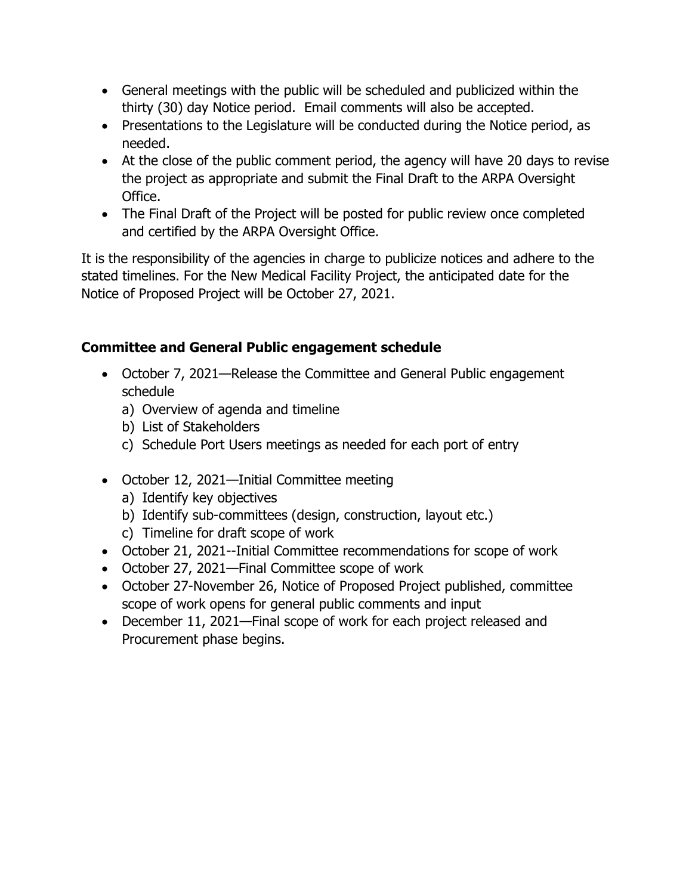- General meetings with the public will be scheduled and publicized within the thirty (30) day Notice period. Email comments will also be accepted.
- Presentations to the Legislature will be conducted during the Notice period, as needed.
- At the close of the public comment period, the agency will have 20 days to revise the project as appropriate and submit the Final Draft to the ARPA Oversight Office.
- The Final Draft of the Project will be posted for public review once completed and certified by the ARPA Oversight Office.

It is the responsibility of the agencies in charge to publicize notices and adhere to the stated timelines. For the New Medical Facility Project, the anticipated date for the Notice of Proposed Project will be October 27, 2021.

**Committee and General Public engagement schedule**

- October 7, 2021—Release the Committee and General Public engagement schedule
  a) Overview of agenda and timeline
  b) List of Stakeholders
  c) Schedule Port Users meetings as needed for each port of entry
- October 12, 2021—Initial Committee meeting
  a) Identify key objectives
  b) Identify sub-committees (design, construction, layout etc.)
  c) Timeline for draft scope of work
- October 21, 2021--Initial Committee recommendations for scope of work
- October 27, 2021—Final Committee scope of work
- October 27-November 26, Notice of Proposed Project published, committee scope of work opens for general public comments and input
- December 11, 2021—Final scope of work for each project released and Procurement phase begins.